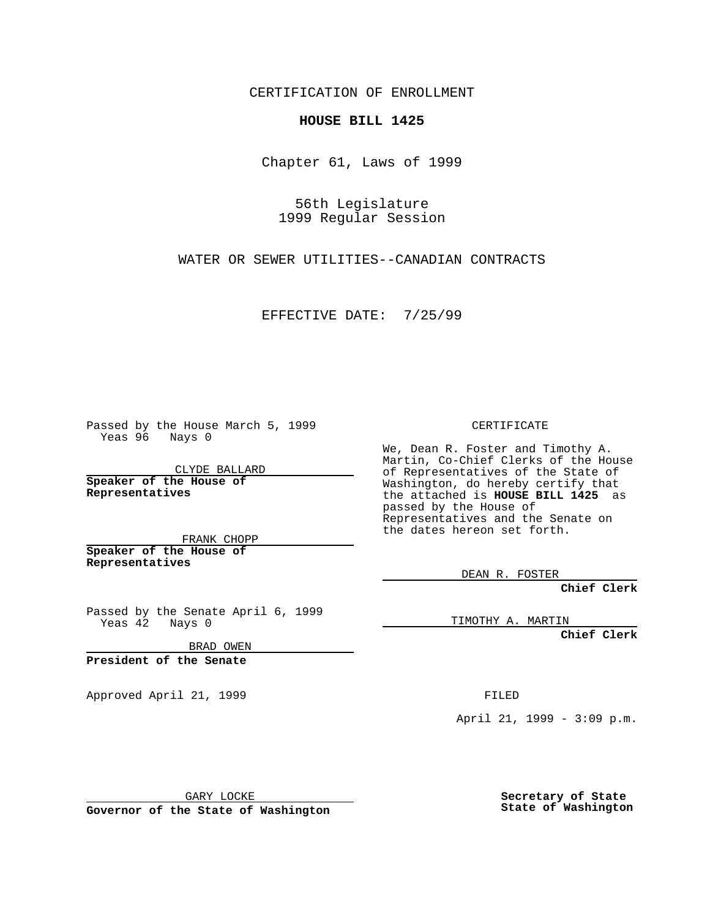CERTIFICATION OF ENROLLMENT

**HOUSE BILL 1425**

Chapter 61, Laws of 1999

56th Legislature
1999 Regular Session

WATER OR SEWER UTILITIES--CANADIAN CONTRACTS

EFFECTIVE DATE: 7/25/99

Passed by the House March 5, 1999
Yeas 96 Nays 0

CLYDE BALLARD

**Speaker of the House of Representatives**

FRANK CHOPP

**Speaker of the House of Representatives**

Passed by the Senate April 6, 1999
Yeas 42 Nays 0

BRAD OWEN

**President of the Senate**

Approved April 21, 1999

GARY LOCKE

**Governor of the State of Washington**

CERTIFICATE

We, Dean R. Foster and Timothy A. Martin, Co-Chief Clerks of the House of Representatives of the State of Washington, do hereby certify that the attached is **HOUSE BILL 1425** as passed by the House of Representatives and the Senate on the dates hereon set forth.

DEAN R. FOSTER

**Chief Clerk**

TIMOTHY A. MARTIN

**Chief Clerk**

FILED

April 21, 1999 - 3:09 p.m.

**Secretary of State**
**State of Washington**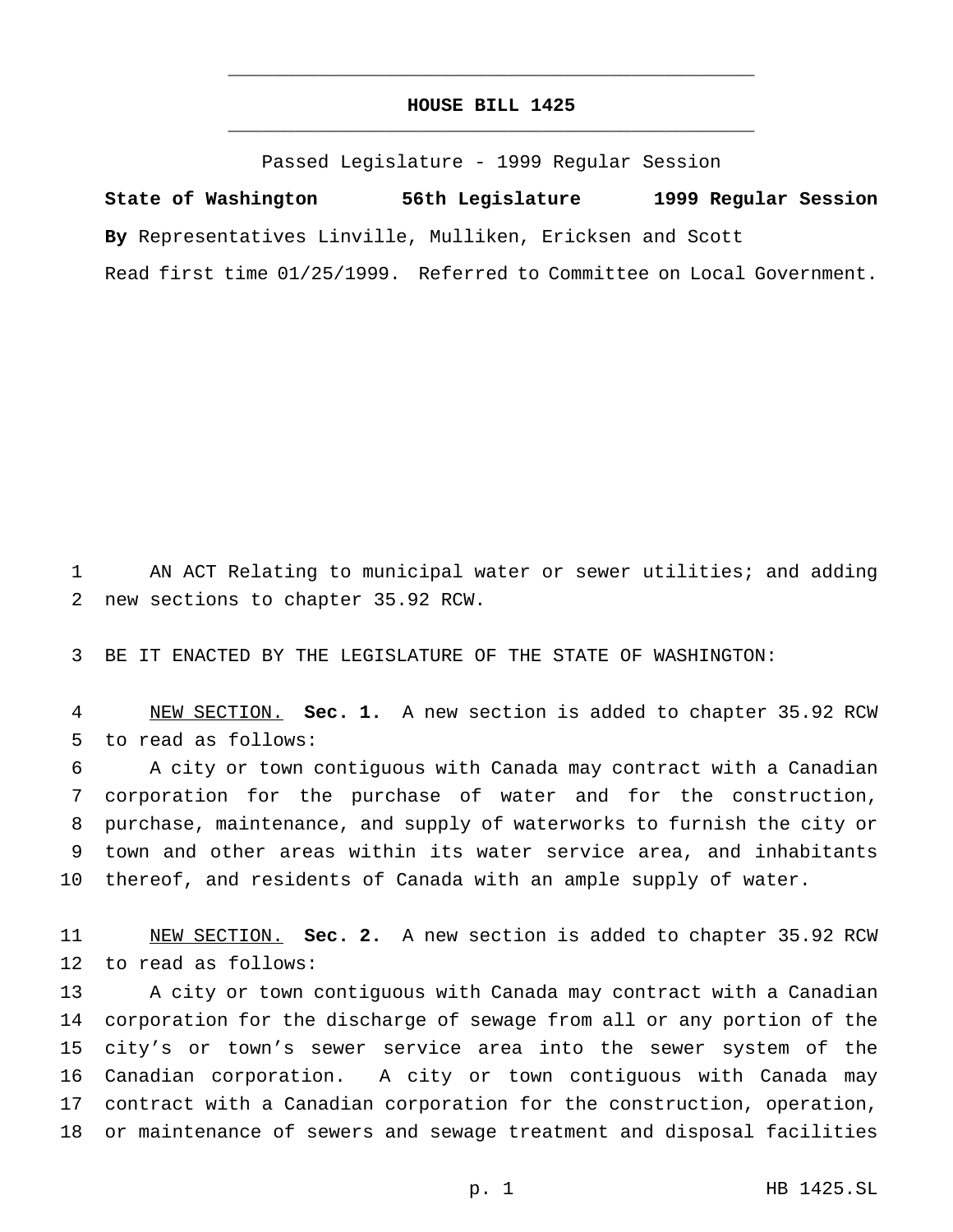# HOUSE BILL 1425

Passed Legislature - 1999 Regular Session

**State of Washington 56th Legislature 1999 Regular Session**

**By** Representatives Linville, Mulliken, Ericksen and Scott

Read first time 01/25/1999. Referred to Committee on Local Government.

AN ACT Relating to municipal water or sewer utilities; and adding new sections to chapter 35.92 RCW.

BE IT ENACTED BY THE LEGISLATURE OF THE STATE OF WASHINGTON:

NEW SECTION. **Sec. 1.** A new section is added to chapter 35.92 RCW to read as follows:

A city or town contiguous with Canada may contract with a Canadian corporation for the purchase of water and for the construction, purchase, maintenance, and supply of waterworks to furnish the city or town and other areas within its water service area, and inhabitants thereof, and residents of Canada with an ample supply of water.

NEW SECTION. **Sec. 2.** A new section is added to chapter 35.92 RCW to read as follows:

A city or town contiguous with Canada may contract with a Canadian corporation for the discharge of sewage from all or any portion of the city's or town's sewer service area into the sewer system of the Canadian corporation. A city or town contiguous with Canada may contract with a Canadian corporation for the construction, operation, or maintenance of sewers and sewage treatment and disposal facilities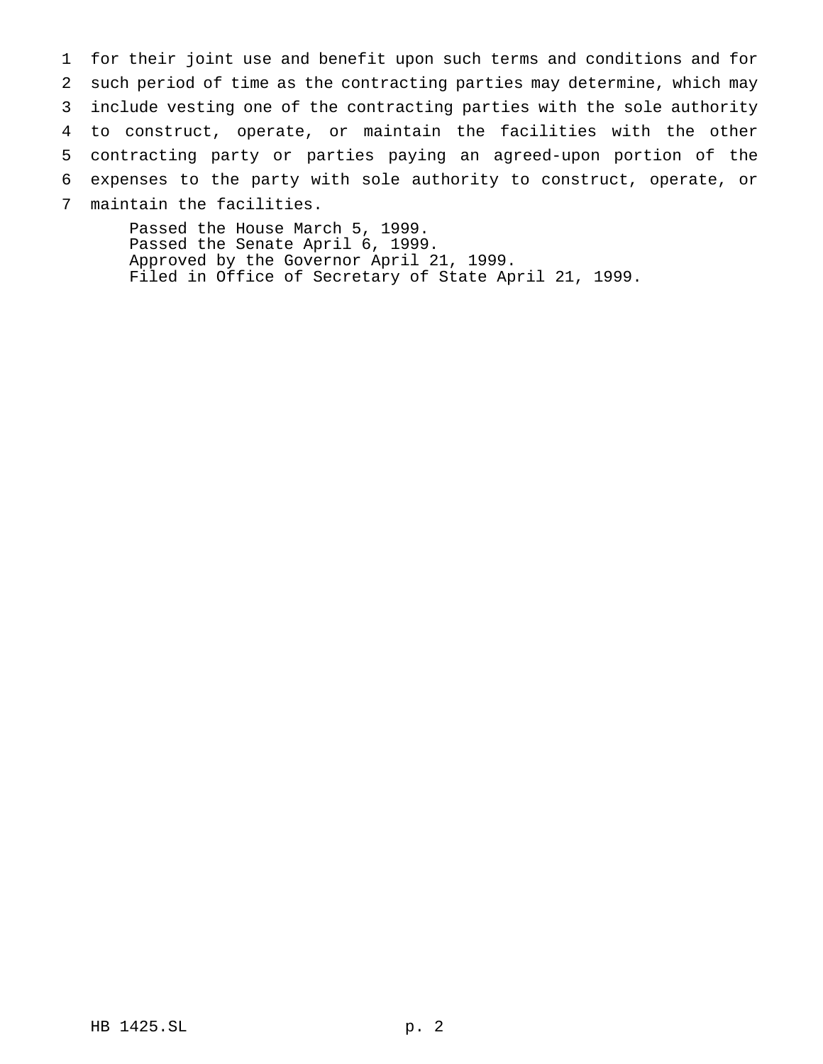for their joint use and benefit upon such terms and conditions and for such period of time as the contracting parties may determine, which may include vesting one of the contracting parties with the sole authority to construct, operate, or maintain the facilities with the other contracting party or parties paying an agreed-upon portion of the expenses to the party with sole authority to construct, operate, or maintain the facilities.

Passed the House March 5, 1999.
Passed the Senate April 6, 1999.
Approved by the Governor April 21, 1999.
Filed in Office of Secretary of State April 21, 1999.